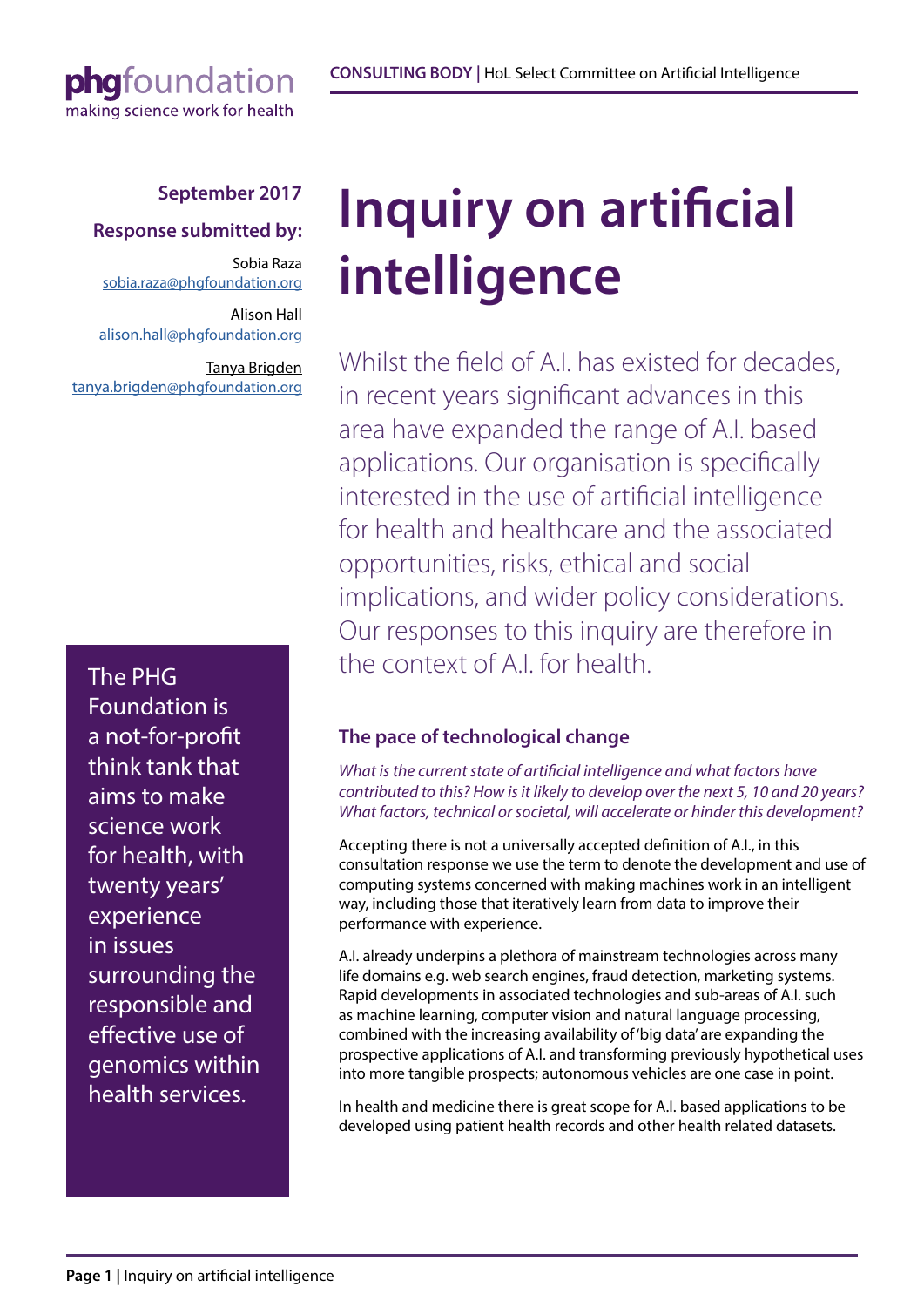phgfoundation
making science work for health

**CONSULTING BODY** | HoL Select Committee on Artificial Intelligence

**September 2017**

**Response submitted by:**

Sobia Raza
sobia.raza@phgfoundation.org

Alison Hall
alison.hall@phgfoundation.org

Tanya Brigden
tanya.brigden@phgfoundation.org

# Inquiry on artificial intelligence

Whilst the field of A.I. has existed for decades, in recent years significant advances in this area have expanded the range of A.I. based applications. Our organisation is specifically interested in the use of artificial intelligence for health and healthcare and the associated opportunities, risks, ethical and social implications, and wider policy considerations. Our responses to this inquiry are therefore in the context of A.I. for health.

The PHG Foundation is a not-for-profit think tank that aims to make science work for health, with twenty years' experience in issues surrounding the responsible and effective use of genomics within health services.

### The pace of technological change

*What is the current state of artificial intelligence and what factors have contributed to this? How is it likely to develop over the next 5, 10 and 20 years? What factors, technical or societal, will accelerate or hinder this development?*

Accepting there is not a universally accepted definition of A.I., in this consultation response we use the term to denote the development and use of computing systems concerned with making machines work in an intelligent way, including those that iteratively learn from data to improve their performance with experience.

A.I. already underpins a plethora of mainstream technologies across many life domains e.g. web search engines, fraud detection, marketing systems. Rapid developments in associated technologies and sub-areas of A.I. such as machine learning, computer vision and natural language processing, combined with the increasing availability of 'big data' are expanding the prospective applications of A.I. and transforming previously hypothetical uses into more tangible prospects; autonomous vehicles are one case in point.

In health and medicine there is great scope for A.I. based applications to be developed using patient health records and other health related datasets.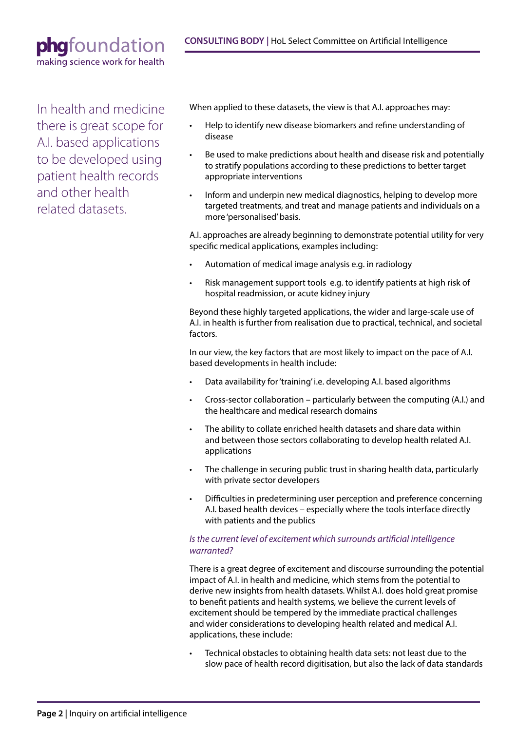In health and medicine there is great scope for A.I. based applications to be developed using patient health records and other health related datasets.

When applied to these datasets, the view is that A.I. approaches may:

- Help to identify new disease biomarkers and refine understanding of disease
- Be used to make predictions about health and disease risk and potentially to stratify populations according to these predictions to better target appropriate interventions
- Inform and underpin new medical diagnostics, helping to develop more targeted treatments, and treat and manage patients and individuals on a more 'personalised' basis.

A.I. approaches are already beginning to demonstrate potential utility for very specific medical applications, examples including:

- Automation of medical image analysis e.g. in radiology
- Risk management support tools e.g. to identify patients at high risk of hospital readmission, or acute kidney injury

Beyond these highly targeted applications, the wider and large-scale use of A.I. in health is further from realisation due to practical, technical, and societal factors.

In our view, the key factors that are most likely to impact on the pace of A.I. based developments in health include:

- Data availability for 'training' i.e. developing A.I. based algorithms
- Cross-sector collaboration – particularly between the computing (A.I.) and the healthcare and medical research domains
- The ability to collate enriched health datasets and share data within and between those sectors collaborating to develop health related A.I. applications
- The challenge in securing public trust in sharing health data, particularly with private sector developers
- Difficulties in predetermining user perception and preference concerning A.I. based health devices – especially where the tools interface directly with patients and the publics

*Is the current level of excitement which surrounds artificial intelligence warranted?*

There is a great degree of excitement and discourse surrounding the potential impact of A.I. in health and medicine, which stems from the potential to derive new insights from health datasets. Whilst A.I. does hold great promise to benefit patients and health systems, we believe the current levels of excitement should be tempered by the immediate practical challenges and wider considerations to developing health related and medical A.I. applications, these include:

- Technical obstacles to obtaining health data sets: not least due to the slow pace of health record digitisation, but also the lack of data standards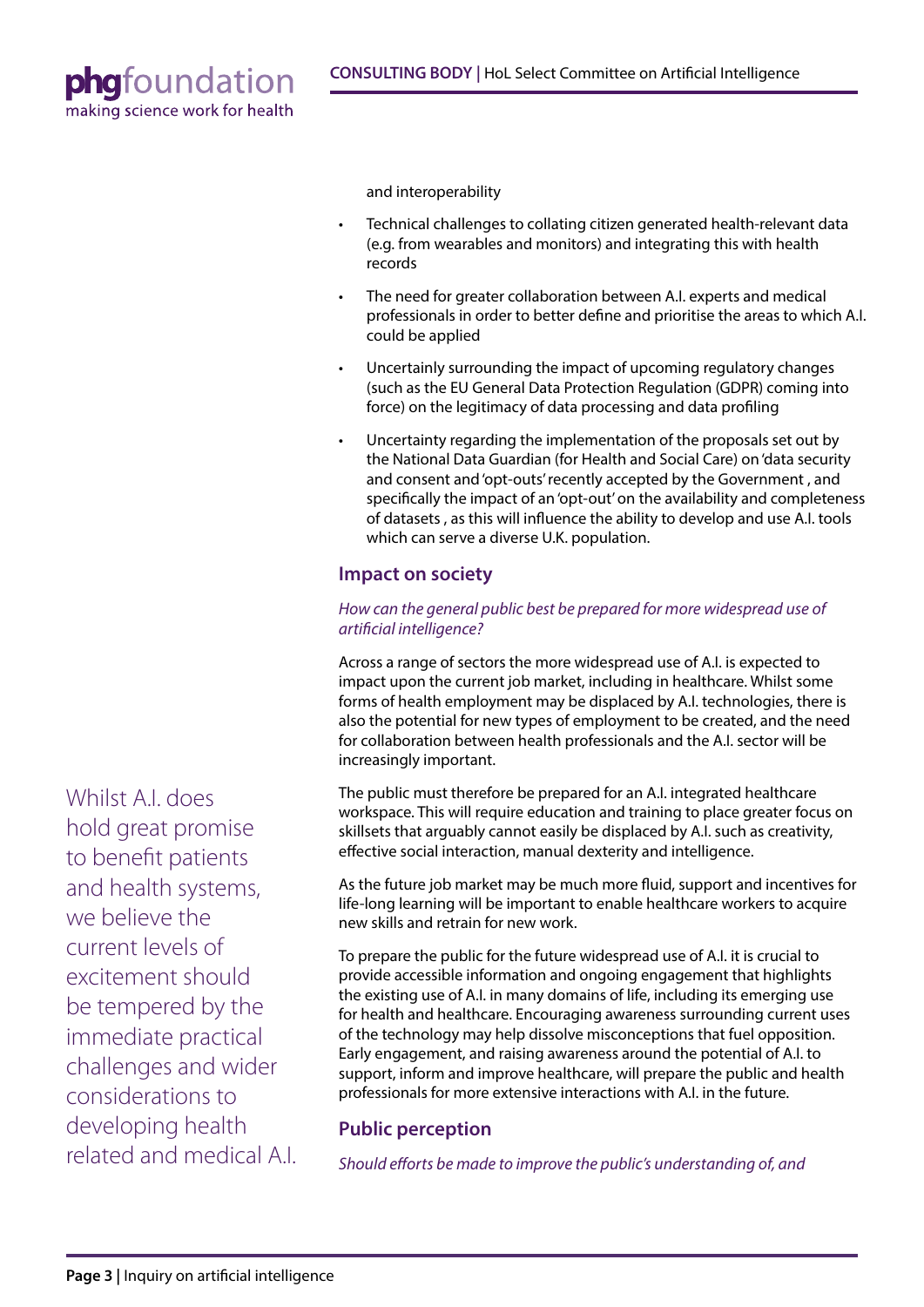and interoperability

- Technical challenges to collating citizen generated health-relevant data (e.g. from wearables and monitors) and integrating this with health records
- The need for greater collaboration between A.I. experts and medical professionals in order to better define and prioritise the areas to which A.I. could be applied
- Uncertainly surrounding the impact of upcoming regulatory changes (such as the EU General Data Protection Regulation (GDPR) coming into force) on the legitimacy of data processing and data profiling
- Uncertainty regarding the implementation of the proposals set out by the National Data Guardian (for Health and Social Care) on 'data security and consent and 'opt-outs' recently accepted by the Government , and specifically the impact of an 'opt-out' on the availability and completeness of datasets , as this will influence the ability to develop and use A.I. tools which can serve a diverse U.K. population.

Whilst A.I. does hold great promise to benefit patients and health systems, we believe the current levels of excitement should be tempered by the immediate practical challenges and wider considerations to developing health related and medical A.I.

## Impact on society

*How can the general public best be prepared for more widespread use of artificial intelligence?*

Across a range of sectors the more widespread use of A.I. is expected to impact upon the current job market, including in healthcare. Whilst some forms of health employment may be displaced by A.I. technologies, there is also the potential for new types of employment to be created, and the need for collaboration between health professionals and the A.I. sector will be increasingly important.

The public must therefore be prepared for an A.I. integrated healthcare workspace. This will require education and training to place greater focus on skillsets that arguably cannot easily be displaced by A.I. such as creativity, effective social interaction, manual dexterity and intelligence.

As the future job market may be much more fluid, support and incentives for life-long learning will be important to enable healthcare workers to acquire new skills and retrain for new work.

To prepare the public for the future widespread use of A.I. it is crucial to provide accessible information and ongoing engagement that highlights the existing use of A.I. in many domains of life, including its emerging use for health and healthcare. Encouraging awareness surrounding current uses of the technology may help dissolve misconceptions that fuel opposition. Early engagement, and raising awareness around the potential of A.I. to support, inform and improve healthcare, will prepare the public and health professionals for more extensive interactions with A.I. in the future.

## Public perception

*Should efforts be made to improve the public's understanding of, and*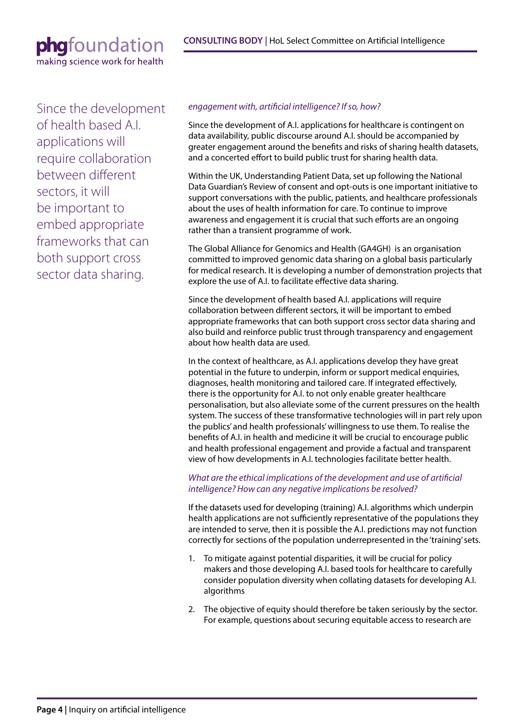Since the development of health based A.I. applications will require collaboration between different sectors, it will be important to embed appropriate frameworks that can both support cross sector data sharing.

*engagement with, artificial intelligence? If so, how?*

Since the development of A.I. applications for healthcare is contingent on data availability, public discourse around A.I. should be accompanied by greater engagement around the benefits and risks of sharing health datasets, and a concerted effort to build public trust for sharing health data.

Within the UK, Understanding Patient Data, set up following the National Data Guardian's Review of consent and opt-outs is one important initiative to support conversations with the public, patients, and healthcare professionals about the uses of health information for care. To continue to improve awareness and engagement it is crucial that such efforts are an ongoing rather than a transient programme of work.

The Global Alliance for Genomics and Health (GA4GH) is an organisation committed to improved genomic data sharing on a global basis particularly for medical research. It is developing a number of demonstration projects that explore the use of A.I. to facilitate effective data sharing.

Since the development of health based A.I. applications will require collaboration between different sectors, it will be important to embed appropriate frameworks that can both support cross sector data sharing and also build and reinforce public trust through transparency and engagement about how health data are used.

In the context of healthcare, as A.I. applications develop they have great potential in the future to underpin, inform or support medical enquiries, diagnoses, health monitoring and tailored care. If integrated effectively, there is the opportunity for A.I. to not only enable greater healthcare personalisation, but also alleviate some of the current pressures on the health system. The success of these transformative technologies will in part rely upon the publics' and health professionals' willingness to use them. To realise the benefits of A.I. in health and medicine it will be crucial to encourage public and health professional engagement and provide a factual and transparent view of how developments in A.I. technologies facilitate better health.

*What are the ethical implications of the development and use of artificial intelligence? How can any negative implications be resolved?*

If the datasets used for developing (training) A.I. algorithms which underpin health applications are not sufficiently representative of the populations they are intended to serve, then it is possible the A.I. predictions may not function correctly for sections of the population underrepresented in the 'training' sets.

1. To mitigate against potential disparities, it will be crucial for policy makers and those developing A.I. based tools for healthcare to carefully consider population diversity when collating datasets for developing A.I. algorithms
2. The objective of equity should therefore be taken seriously by the sector. For example, questions about securing equitable access to research are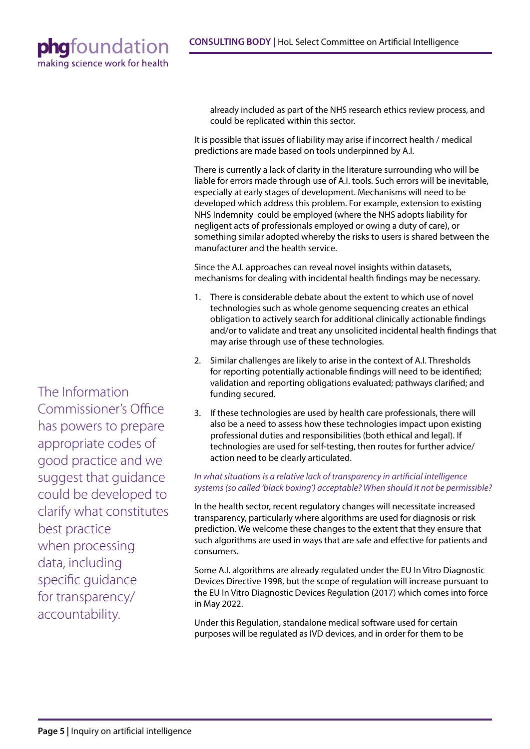already included as part of the NHS research ethics review process, and could be replicated within this sector.

It is possible that issues of liability may arise if incorrect health / medical predictions are made based on tools underpinned by A.I.

There is currently a lack of clarity in the literature surrounding who will be liable for errors made through use of A.I. tools. Such errors will be inevitable, especially at early stages of development. Mechanisms will need to be developed which address this problem. For example, extension to existing NHS Indemnity could be employed (where the NHS adopts liability for negligent acts of professionals employed or owing a duty of care), or something similar adopted whereby the risks to users is shared between the manufacturer and the health service.

Since the A.I. approaches can reveal novel insights within datasets, mechanisms for dealing with incidental health findings may be necessary.

1. There is considerable debate about the extent to which use of novel technologies such as whole genome sequencing creates an ethical obligation to actively search for additional clinically actionable findings and/or to validate and treat any unsolicited incidental health findings that may arise through use of these technologies.
2. Similar challenges are likely to arise in the context of A.I. Thresholds for reporting potentially actionable findings will need to be identified; validation and reporting obligations evaluated; pathways clarified; and funding secured.
3. If these technologies are used by health care professionals, there will also be a need to assess how these technologies impact upon existing professional duties and responsibilities (both ethical and legal). If technologies are used for self-testing, then routes for further advice/ action need to be clearly articulated.

The Information Commissioner's Office has powers to prepare appropriate codes of good practice and we suggest that guidance could be developed to clarify what constitutes best practice when processing data, including specific guidance for transparency/ accountability.

*In what situations is a relative lack of transparency in artificial intelligence systems (so called 'black boxing') acceptable? When should it not be permissible?*

In the health sector, recent regulatory changes will necessitate increased transparency, particularly where algorithms are used for diagnosis or risk prediction. We welcome these changes to the extent that they ensure that such algorithms are used in ways that are safe and effective for patients and consumers.

Some A.I. algorithms are already regulated under the EU In Vitro Diagnostic Devices Directive 1998, but the scope of regulation will increase pursuant to the EU In Vitro Diagnostic Devices Regulation (2017) which comes into force in May 2022.

Under this Regulation, standalone medical software used for certain purposes will be regulated as IVD devices, and in order for them to be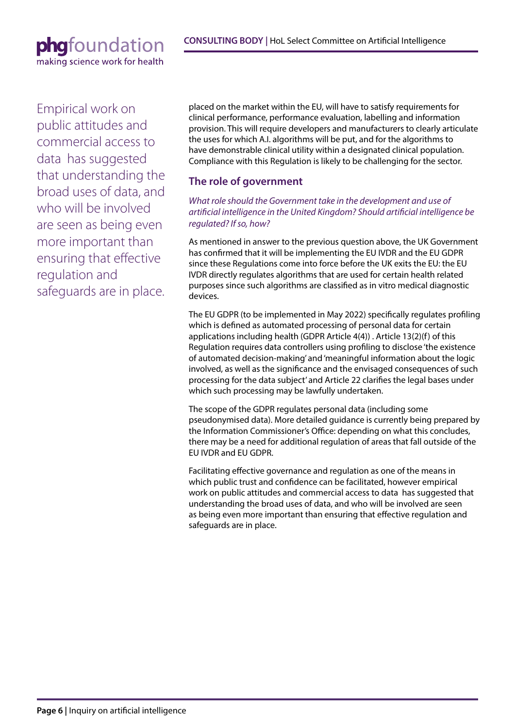Empirical work on public attitudes and commercial access to data has suggested that understanding the broad uses of data, and who will be involved are seen as being even more important than ensuring that effective regulation and safeguards are in place.

placed on the market within the EU, will have to satisfy requirements for clinical performance, performance evaluation, labelling and information provision. This will require developers and manufacturers to clearly articulate the uses for which A.I. algorithms will be put, and for the algorithms to have demonstrable clinical utility within a designated clinical population. Compliance with this Regulation is likely to be challenging for the sector.

## The role of government

*What role should the Government take in the development and use of artificial intelligence in the United Kingdom? Should artificial intelligence be regulated? If so, how?*

As mentioned in answer to the previous question above, the UK Government has confirmed that it will be implementing the EU IVDR and the EU GDPR since these Regulations come into force before the UK exits the EU: the EU IVDR directly regulates algorithms that are used for certain health related purposes since such algorithms are classified as in vitro medical diagnostic devices.

The EU GDPR (to be implemented in May 2022) specifically regulates profiling which is defined as automated processing of personal data for certain applications including health (GDPR Article 4(4)) . Article 13(2)(f) of this Regulation requires data controllers using profiling to disclose 'the existence of automated decision-making' and 'meaningful information about the logic involved, as well as the significance and the envisaged consequences of such processing for the data subject' and Article 22 clarifies the legal bases under which such processing may be lawfully undertaken.

The scope of the GDPR regulates personal data (including some pseudonymised data). More detailed guidance is currently being prepared by the Information Commissioner's Office: depending on what this concludes, there may be a need for additional regulation of areas that fall outside of the EU IVDR and EU GDPR.

Facilitating effective governance and regulation as one of the means in which public trust and confidence can be facilitated, however empirical work on public attitudes and commercial access to data has suggested that understanding the broad uses of data, and who will be involved are seen as being even more important than ensuring that effective regulation and safeguards are in place.